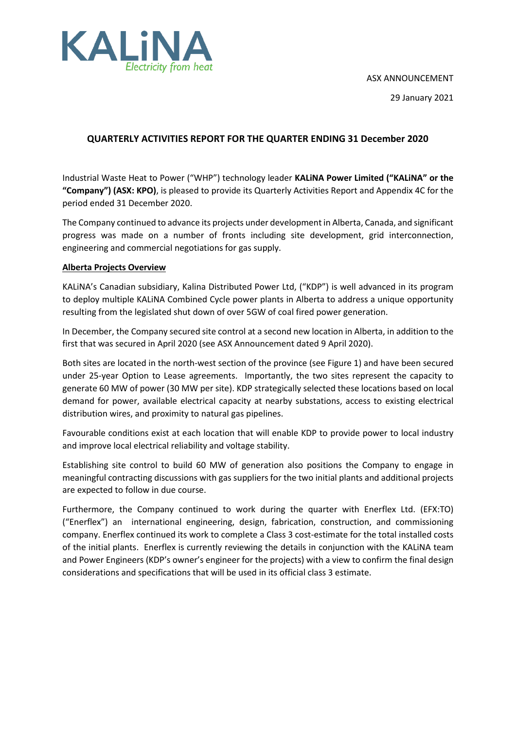ASX ANNOUNCEMENT

29 January 2021

# QUARTERLY ACTIVITIES REPORT FOR THE QUARTER ENDING 31 December 2020

Industrial Waste Heat to Power ("WHP") technology leader **KALiNA Power Limited ("KALiNA" or the "Company") (ASX: KPO)**, is pleased to provide its Quarterly Activities Report and Appendix 4C for the period ended 31 December 2020.

The Company continued to advance its projects under development in Alberta, Canada, and significant progress was made on a number of fronts including site development, grid interconnection, engineering and commercial negotiations for gas supply.

## Alberta Projects Overview

KALiNA's Canadian subsidiary, Kalina Distributed Power Ltd, ("KDP") is well advanced in its program to deploy multiple KALiNA Combined Cycle power plants in Alberta to address a unique opportunity resulting from the legislated shut down of over 5GW of coal fired power generation.

In December, the Company secured site control at a second new location in Alberta, in addition to the first that was secured in April 2020 (see ASX Announcement dated 9 April 2020).

Both sites are located in the north-west section of the province (see Figure 1) and have been secured under 25-year Option to Lease agreements. Importantly, the two sites represent the capacity to generate 60 MW of power (30 MW per site). KDP strategically selected these locations based on local demand for power, available electrical capacity at nearby substations, access to existing electrical distribution wires, and proximity to natural gas pipelines.

Favourable conditions exist at each location that will enable KDP to provide power to local industry and improve local electrical reliability and voltage stability.

Establishing site control to build 60 MW of generation also positions the Company to engage in meaningful contracting discussions with gas suppliers for the two initial plants and additional projects are expected to follow in due course.

Furthermore, the Company continued to work during the quarter with Enerflex Ltd. (EFX:TO) ("Enerflex") an international engineering, design, fabrication, construction, and commissioning company. Enerflex continued its work to complete a Class 3 cost-estimate for the total installed costs of the initial plants. Enerflex is currently reviewing the details in conjunction with the KALiNA team and Power Engineers (KDP's owner's engineer for the projects) with a view to confirm the final design considerations and specifications that will be used in its official class 3 estimate.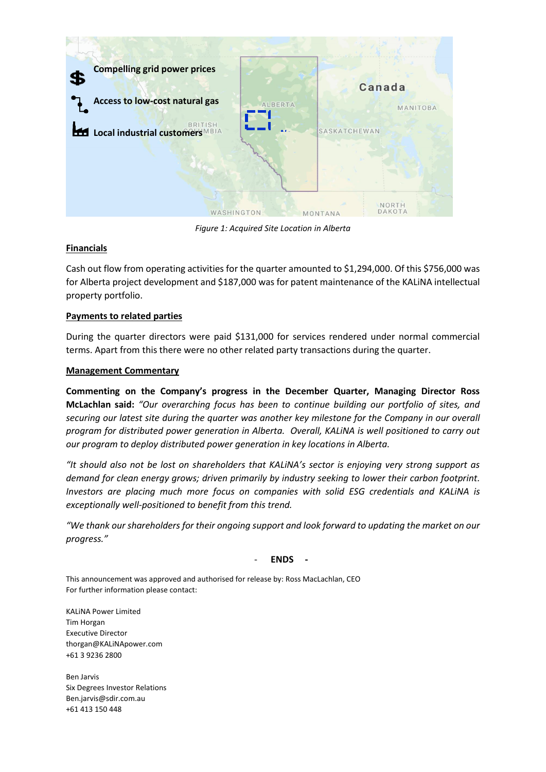Figure 1: Acquired Site Location in Alberta

## Financials

Cash out flow from operating activities for the quarter amounted to $1,294,000. Of this $756,000 was for Alberta project development and $187,000 was for patent maintenance of the KALiNA intellectual property portfolio.

## Payments to related parties

During the quarter directors were paid $131,000 for services rendered under normal commercial terms. Apart from this there were no other related party transactions during the quarter.

## Management Commentary

**Commenting on the Company's progress in the December Quarter, Managing Director Ross McLachlan said:** *"Our overarching focus has been to continue building our portfolio of sites, and securing our latest site during the quarter was another key milestone for the Company in our overall program for distributed power generation in Alberta. Overall, KALiNA is well positioned to carry out our program to deploy distributed power generation in key locations in Alberta.*

*"It should also not be lost on shareholders that KALiNA's sector is enjoying very strong support as demand for clean energy grows; driven primarily by industry seeking to lower their carbon footprint. Investors are placing much more focus on companies with solid ESG credentials and KALiNA is exceptionally well-positioned to benefit from this trend.*

*"We thank our shareholders for their ongoing support and look forward to updating the market on our progress."*

\- **ENDS -**

This announcement was approved and authorised for release by: Ross MacLachlan, CEO
For further information please contact:

KALiNA Power Limited
Tim Horgan
Executive Director
thorgan@KALiNApower.com
+61 3 9236 2800

Ben Jarvis
Six Degrees Investor Relations
Ben.jarvis@sdir.com.au
+61 413 150 448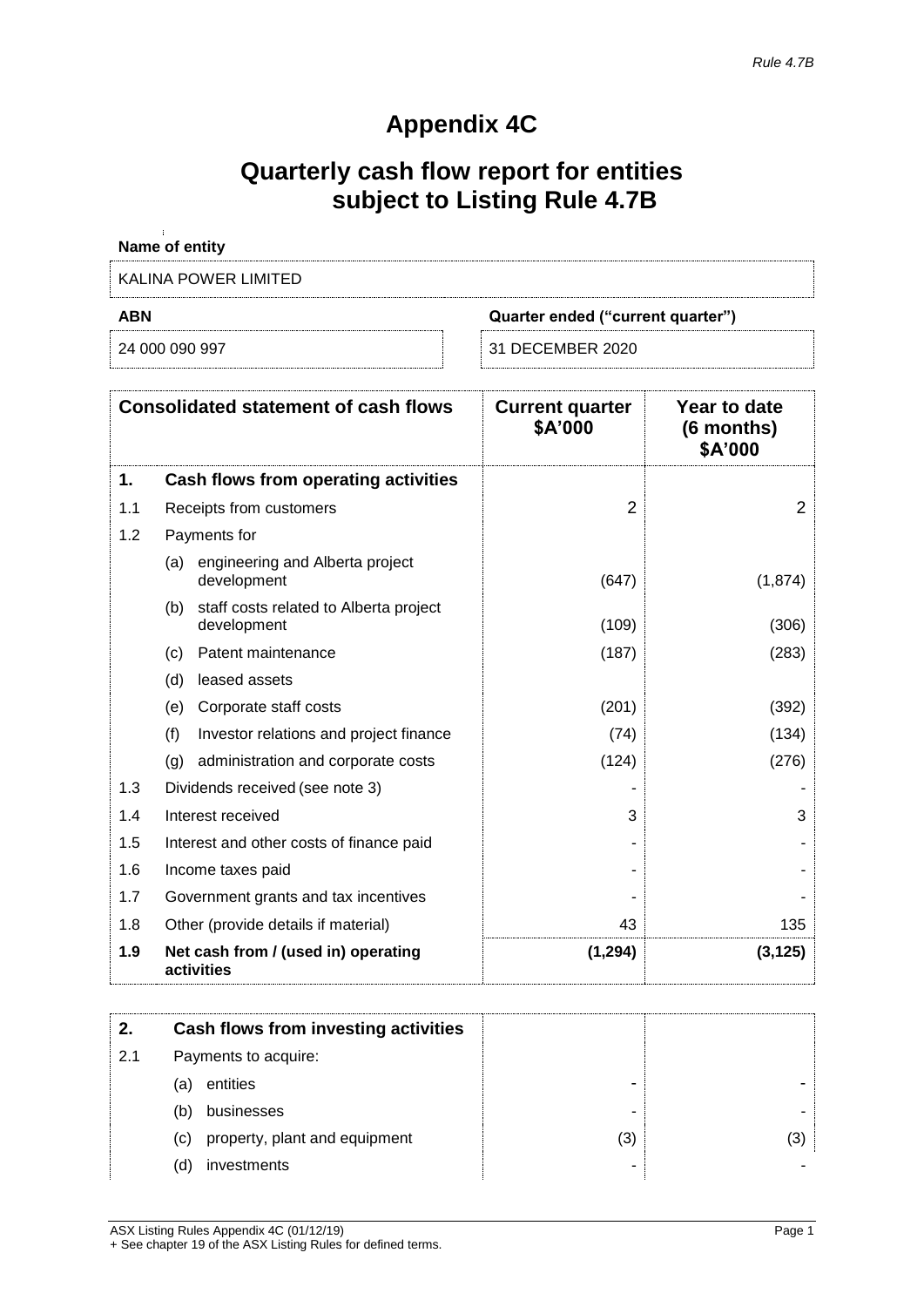*Rule 4.7B*

# Appendix 4C

# Quarterly cash flow report for entities subject to Listing Rule 4.7B

**Name of entity**

KALINA POWER LIMITED

| **ABN** | **Quarter ended ("current quarter")** |
|---|---|
| 24 000 090 997 | 31 DECEMBER 2020 |

| | **Consolidated statement of cash flows** | **Current quarter $A'000** | **Year to date (6 months) $A'000** |
|---|---|---|---|
| **1.** | **Cash flows from operating activities** | | |
| 1.1 | Receipts from customers | 2 | 2 |
| 1.2 | Payments for | | |
| | (a) engineering and Alberta project development | (647) | (1,874) |
| | (b) staff costs related to Alberta project development | (109) | (306) |
| | (c) Patent maintenance | (187) | (283) |
| | (d) leased assets | | |
| | (e) Corporate staff costs | (201) | (392) |
| | (f) Investor relations and project finance | (74) | (134) |
| | (g) administration and corporate costs | (124) | (276) |
| 1.3 | Dividends received (see note 3) | - | - |
| 1.4 | Interest received | 3 | 3 |
| 1.5 | Interest and other costs of finance paid | - | - |
| 1.6 | Income taxes paid | - | - |
| 1.7 | Government grants and tax incentives | - | - |
| 1.8 | Other (provide details if material) | 43 | 135 |
| **1.9** | **Net cash from / (used in) operating activities** | **(1,294)** | **(3,125)** |

| | | | |
|---|---|---|---|
| **2.** | **Cash flows from investing activities** | | |
| 2.1 | Payments to acquire: | | |
| | (a) entities | - | - |
| | (b) businesses | - | - |
| | (c) property, plant and equipment | (3) | (3) |
| | (d) investments | - | - |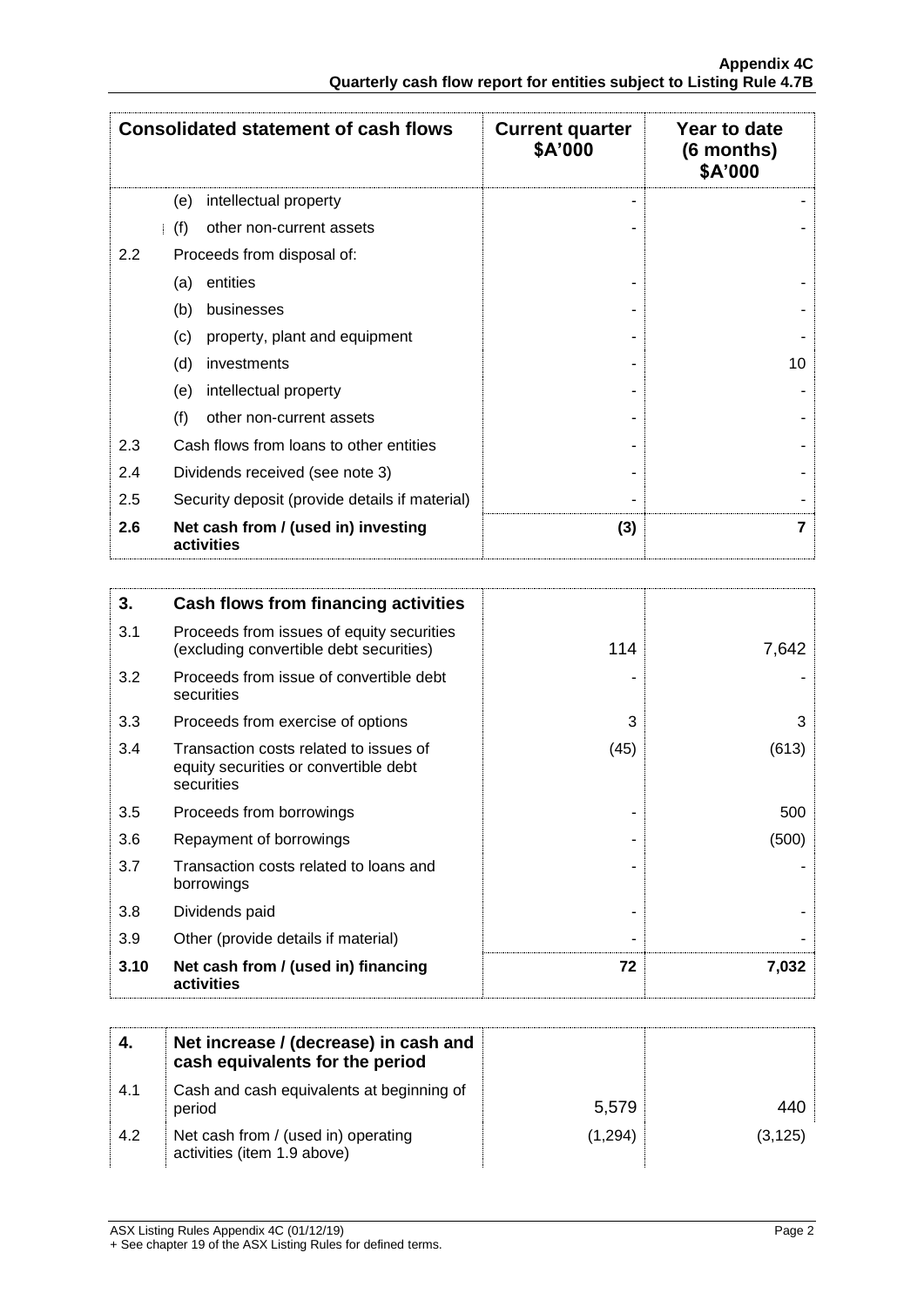| Consolidated statement of cash flows | | Current quarter $A'000 | Year to date (6 months) $A'000 |
|---|---|---|---|
| | (e) intellectual property | - | - |
| | (f) other non-current assets | - | - |
| 2.2 | Proceeds from disposal of: | | |
| | (a) entities | - | - |
| | (b) businesses | - | - |
| | (c) property, plant and equipment | - | - |
| | (d) investments | - | 10 |
| | (e) intellectual property | - | - |
| | (f) other non-current assets | - | - |
| 2.3 | Cash flows from loans to other entities | - | - |
| 2.4 | Dividends received (see note 3) | - | - |
| 2.5 | Security deposit (provide details if material) | - | - |
| **2.6** | **Net cash from / (used in) investing activities** | **(3)** | **7** |

| **3.** | **Cash flows from financing activities** | | |
|---|---|---|---|
| 3.1 | Proceeds from issues of equity securities (excluding convertible debt securities) | 114 | 7,642 |
| 3.2 | Proceeds from issue of convertible debt securities | - | - |
| 3.3 | Proceeds from exercise of options | 3 | 3 |
| 3.4 | Transaction costs related to issues of equity securities or convertible debt securities | (45) | (613) |
| 3.5 | Proceeds from borrowings | - | 500 |
| 3.6 | Repayment of borrowings | - | (500) |
| 3.7 | Transaction costs related to loans and borrowings | - | - |
| 3.8 | Dividends paid | - | - |
| 3.9 | Other (provide details if material) | - | - |
| **3.10** | **Net cash from / (used in) financing activities** | **72** | **7,032** |

| **4.** | **Net increase / (decrease) in cash and cash equivalents for the period** | | |
|---|---|---|---|
| 4.1 | Cash and cash equivalents at beginning of period | 5,579 | 440 |
| 4.2 | Net cash from / (used in) operating activities (item 1.9 above) | (1,294) | (3,125) |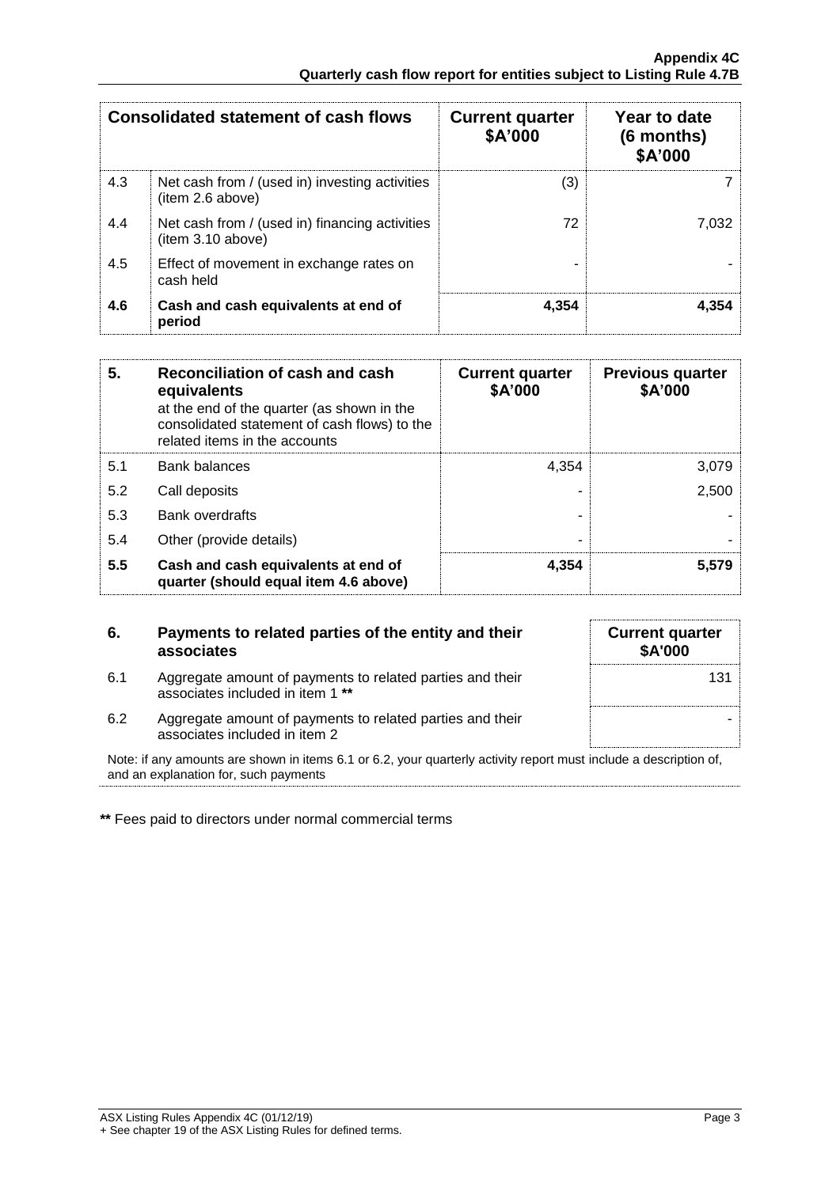| Consolidated statement of cash flows | | Current quarter $A'000 | Year to date (6 months) $A'000 |
|---|---|---|---|
| 4.3 | Net cash from / (used in) investing activities (item 2.6 above) | (3) | 7 |
| 4.4 | Net cash from / (used in) financing activities (item 3.10 above) | 72 | 7,032 |
| 4.5 | Effect of movement in exchange rates on cash held | - | - |
| **4.6** | **Cash and cash equivalents at end of period** | **4,354** | **4,354** |

| **5.** | **Reconciliation of cash and cash equivalents** at the end of the quarter (as shown in the consolidated statement of cash flows) to the related items in the accounts | **Current quarter $A'000** | **Previous quarter $A'000** |
|---|---|---|---|
| 5.1 | Bank balances | 4,354 | 3,079 |
| 5.2 | Call deposits | - | 2,500 |
| 5.3 | Bank overdrafts | - | - |
| 5.4 | Other (provide details) | - | - |
| **5.5** | **Cash and cash equivalents at end of quarter (should equal item 4.6 above)** | **4,354** | **5,579** |

| **6.** | **Payments to related parties of the entity and their associates** | **Current quarter $A'000** |
|---|---|---|
| 6.1 | Aggregate amount of payments to related parties and their associates included in item 1 ** | 131 |
| 6.2 | Aggregate amount of payments to related parties and their associates included in item 2 | - |

Note: if any amounts are shown in items 6.1 or 6.2, your quarterly activity report must include a description of, and an explanation for, such payments

** Fees paid to directors under normal commercial terms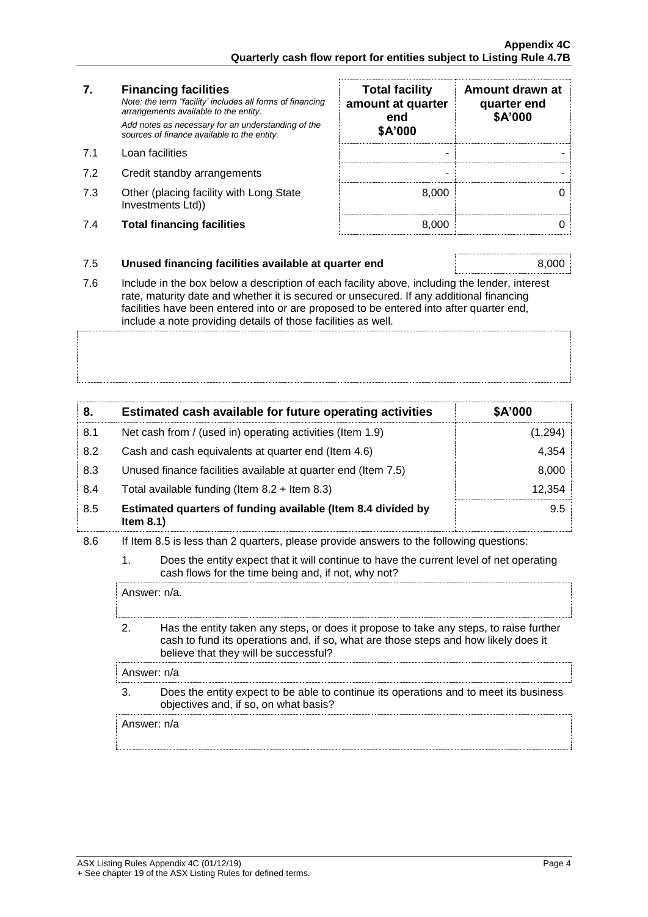| 7. | **Financing facilities**<br>*Note: the term "facility' includes all forms of financing arrangements available to the entity.*<br>*Add notes as necessary for an understanding of the sources of finance available to the entity.* | **Total facility amount at quarter end $A'000** | **Amount drawn at quarter end $A'000** |
|---|---|---|---|
| 7.1 | Loan facilities | - | - |
| 7.2 | Credit standby arrangements | - | - |
| 7.3 | Other (placing facility with Long State Investments Ltd)) | 8,000 | 0 |
| 7.4 | **Total financing facilities** | 8,000 | 0 |

| | | |
|---|---|---|
| 7.5 | **Unused financing facilities available at quarter end** | 8,000 |

7.6 Include in the box below a description of each facility above, including the lender, interest rate, maturity date and whether it is secured or unsecured. If any additional financing facilities have been entered into or are proposed to be entered into after quarter end, include a note providing details of those facilities as well.

| 8. | **Estimated cash available for future operating activities** | **$A'000** |
|---|---|---|
| 8.1 | Net cash from / (used in) operating activities (Item 1.9) | (1,294) |
| 8.2 | Cash and cash equivalents at quarter end (Item 4.6) | 4,354 |
| 8.3 | Unused finance facilities available at quarter end (Item 7.5) | 8,000 |
| 8.4 | Total available funding (Item 8.2 + Item 8.3) | 12,354 |
| 8.5 | **Estimated quarters of funding available (Item 8.4 divided by Item 8.1)** | 9.5 |

8.6 If Item 8.5 is less than 2 quarters, please provide answers to the following questions:

1. Does the entity expect that it will continue to have the current level of net operating cash flows for the time being and, if not, why not?

   Answer: n/a.

2. Has the entity taken any steps, or does it propose to take any steps, to raise further cash to fund its operations and, if so, what are those steps and how likely does it believe that they will be successful?

   Answer: n/a

3. Does the entity expect to be able to continue its operations and to meet its business objectives and, if so, on what basis?

   Answer: n/a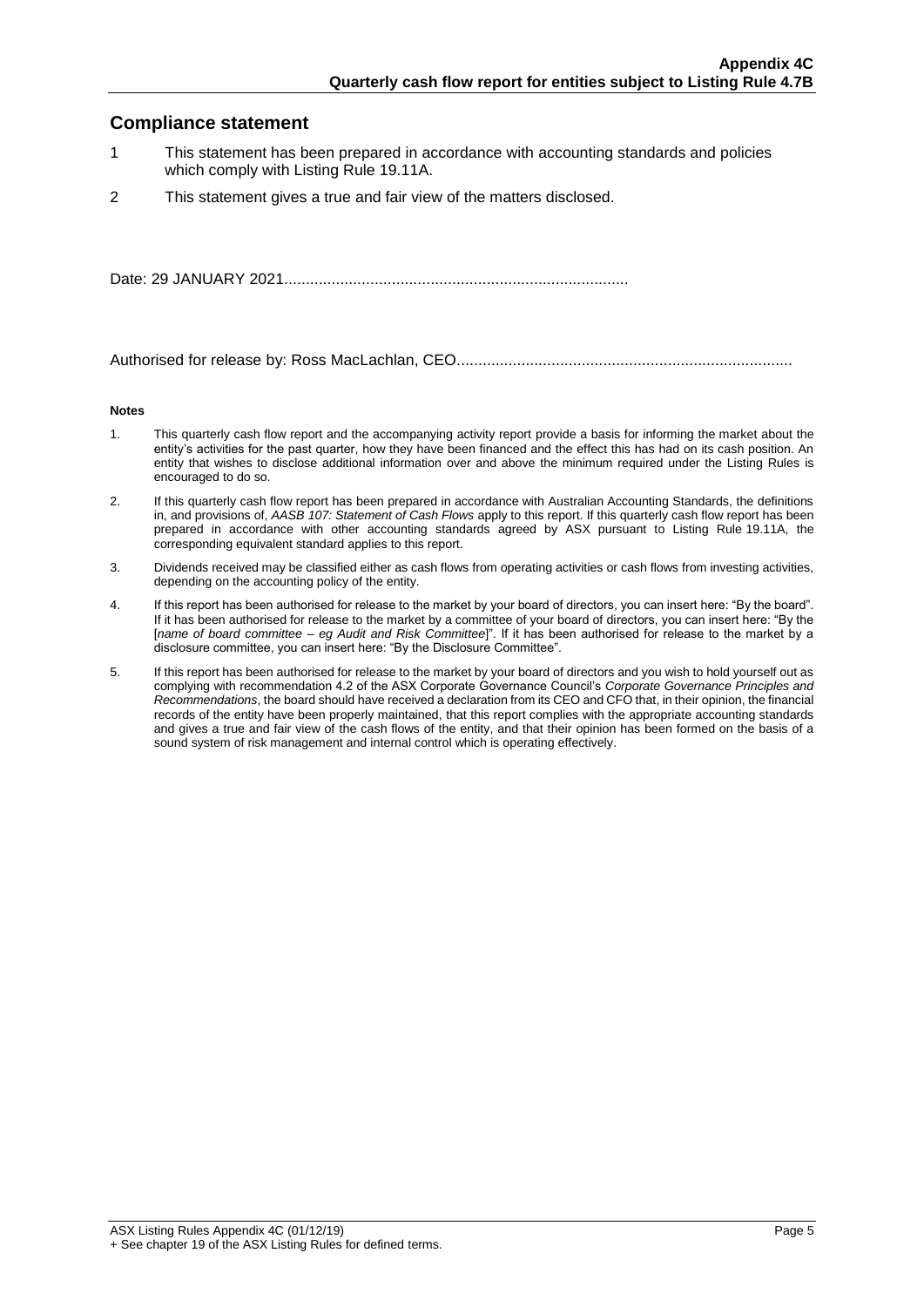## Compliance statement

1. This statement has been prepared in accordance with accounting standards and policies which comply with Listing Rule 19.11A.

2. This statement gives a true and fair view of the matters disclosed.

Date: 29 JANUARY 2021................................................................................

Authorised for release by: Ross MacLachlan, CEO.............................................................................

**Notes**

1. This quarterly cash flow report and the accompanying activity report provide a basis for informing the market about the entity's activities for the past quarter, how they have been financed and the effect this has had on its cash position. An entity that wishes to disclose additional information over and above the minimum required under the Listing Rules is encouraged to do so.

2. If this quarterly cash flow report has been prepared in accordance with Australian Accounting Standards, the definitions in, and provisions of, *AASB 107: Statement of Cash Flows* apply to this report. If this quarterly cash flow report has been prepared in accordance with other accounting standards agreed by ASX pursuant to Listing Rule 19.11A, the corresponding equivalent standard applies to this report.

3. Dividends received may be classified either as cash flows from operating activities or cash flows from investing activities, depending on the accounting policy of the entity.

4. If this report has been authorised for release to the market by your board of directors, you can insert here: "By the board". If it has been authorised for release to the market by a committee of your board of directors, you can insert here: "By the [*name of board committee – eg Audit and Risk Committee*]". If it has been authorised for release to the market by a disclosure committee, you can insert here: "By the Disclosure Committee".

5. If this report has been authorised for release to the market by your board of directors and you wish to hold yourself out as complying with recommendation 4.2 of the ASX Corporate Governance Council's *Corporate Governance Principles and Recommendations*, the board should have received a declaration from its CEO and CFO that, in their opinion, the financial records of the entity have been properly maintained, that this report complies with the appropriate accounting standards and gives a true and fair view of the cash flows of the entity, and that their opinion has been formed on the basis of a sound system of risk management and internal control which is operating effectively.